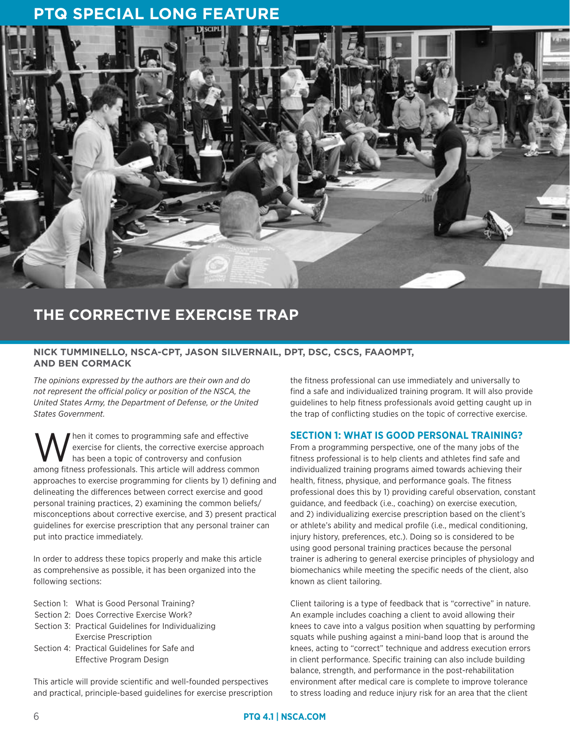# THE CORRECTIVE EXERCISE TRAP

**NICK TUMMINELLO, NSCA-CPT, JASON SILVERNAIL, DPT, DSC, CSCS, FAAOMPT, AND BEN CORMACK**

*The opinions expressed by the authors are their own and do not represent the official policy or position of the NSCA, the United States Army, the Department of Defense, or the United States Government.*

When it comes to programming safe and effective exercise for clients, the corrective exercise approach has been a topic of controversy and confusion among fitness professionals. This article will address common approaches to exercise programming for clients by 1) defining and delineating the differences between correct exercise and good personal training practices, 2) examining the common beliefs/misconceptions about corrective exercise, and 3) present practical guidelines for exercise prescription that any personal trainer can put into practice immediately.

In order to address these topics properly and make this article as comprehensive as possible, it has been organized into the following sections:

- Section 1: What is Good Personal Training?
- Section 2: Does Corrective Exercise Work?
- Section 3: Practical Guidelines for Individualizing Exercise Prescription
- Section 4: Practical Guidelines for Safe and Effective Program Design

This article will provide scientific and well-founded perspectives and practical, principle-based guidelines for exercise prescription the fitness professional can use immediately and universally to find a safe and individualized training program. It will also provide guidelines to help fitness professionals avoid getting caught up in the trap of conflicting studies on the topic of corrective exercise.

## SECTION 1: WHAT IS GOOD PERSONAL TRAINING?

From a programming perspective, one of the many jobs of the fitness professional is to help clients and athletes find safe and individualized training programs aimed towards achieving their health, fitness, physique, and performance goals. The fitness professional does this by 1) providing careful observation, constant guidance, and feedback (i.e., coaching) on exercise execution, and 2) individualizing exercise prescription based on the client's or athlete's ability and medical profile (i.e., medical conditioning, injury history, preferences, etc.). Doing so is considered to be using good personal training practices because the personal trainer is adhering to general exercise principles of physiology and biomechanics while meeting the specific needs of the client, also known as client tailoring.

Client tailoring is a type of feedback that is "corrective" in nature. An example includes coaching a client to avoid allowing their knees to cave into a valgus position when squatting by performing squats while pushing against a mini-band loop that is around the knees, acting to "correct" technique and address execution errors in client performance. Specific training can also include building balance, strength, and performance in the post-rehabilitation environment after medical care is complete to improve tolerance to stress loading and reduce injury risk for an area that the client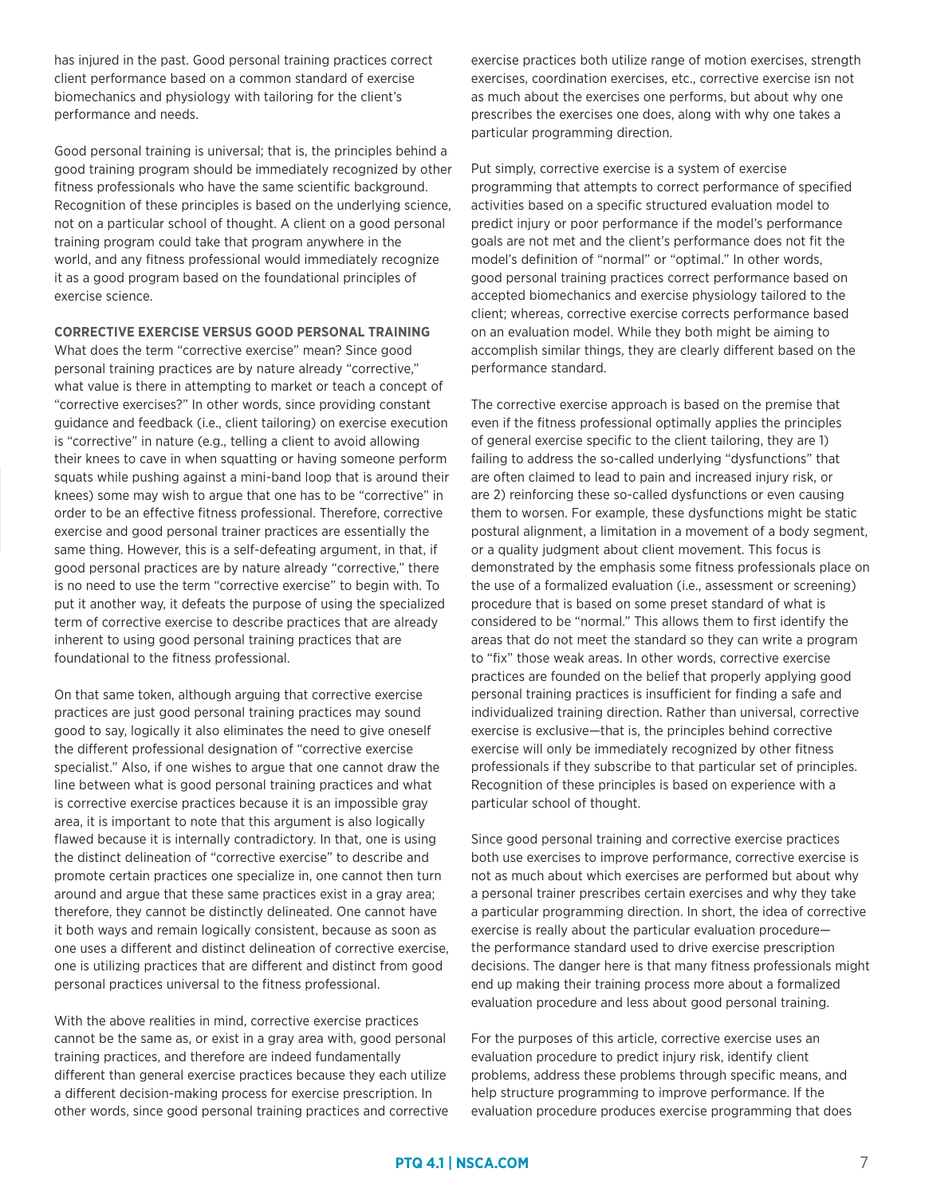has injured in the past. Good personal training practices correct client performance based on a common standard of exercise biomechanics and physiology with tailoring for the client's performance and needs.

Good personal training is universal; that is, the principles behind a good training program should be immediately recognized by other fitness professionals who have the same scientific background. Recognition of these principles is based on the underlying science, not on a particular school of thought. A client on a good personal training program could take that program anywhere in the world, and any fitness professional would immediately recognize it as a good program based on the foundational principles of exercise science.

## CORRECTIVE EXERCISE VERSUS GOOD PERSONAL TRAINING

What does the term "corrective exercise" mean? Since good personal training practices are by nature already "corrective," what value is there in attempting to market or teach a concept of "corrective exercises?" In other words, since providing constant guidance and feedback (i.e., client tailoring) on exercise execution is "corrective" in nature (e.g., telling a client to avoid allowing their knees to cave in when squatting or having someone perform squats while pushing against a mini-band loop that is around their knees) some may wish to argue that one has to be "corrective" in order to be an effective fitness professional. Therefore, corrective exercise and good personal trainer practices are essentially the same thing. However, this is a self-defeating argument, in that, if good personal practices are by nature already "corrective," there is no need to use the term "corrective exercise" to begin with. To put it another way, it defeats the purpose of using the specialized term of corrective exercise to describe practices that are already inherent to using good personal training practices that are foundational to the fitness professional.

On that same token, although arguing that corrective exercise practices are just good personal training practices may sound good to say, logically it also eliminates the need to give oneself the different professional designation of "corrective exercise specialist." Also, if one wishes to argue that one cannot draw the line between what is good personal training practices and what is corrective exercise practices because it is an impossible gray area, it is important to note that this argument is also logically flawed because it is internally contradictory. In that, one is using the distinct delineation of "corrective exercise" to describe and promote certain practices one specialize in, one cannot then turn around and argue that these same practices exist in a gray area; therefore, they cannot be distinctly delineated. One cannot have it both ways and remain logically consistent, because as soon as one uses a different and distinct delineation of corrective exercise, one is utilizing practices that are different and distinct from good personal practices universal to the fitness professional.

With the above realities in mind, corrective exercise practices cannot be the same as, or exist in a gray area with, good personal training practices, and therefore are indeed fundamentally different than general exercise practices because they each utilize a different decision-making process for exercise prescription. In other words, since good personal training practices and corrective exercise practices both utilize range of motion exercises, strength exercises, coordination exercises, etc., corrective exercise isn not as much about the exercises one performs, but about why one prescribes the exercises one does, along with why one takes a particular programming direction.

Put simply, corrective exercise is a system of exercise programming that attempts to correct performance of specified activities based on a specific structured evaluation model to predict injury or poor performance if the model's performance goals are not met and the client's performance does not fit the model's definition of "normal" or "optimal." In other words, good personal training practices correct performance based on accepted biomechanics and exercise physiology tailored to the client; whereas, corrective exercise corrects performance based on an evaluation model. While they both might be aiming to accomplish similar things, they are clearly different based on the performance standard.

The corrective exercise approach is based on the premise that even if the fitness professional optimally applies the principles of general exercise specific to the client tailoring, they are 1) failing to address the so-called underlying "dysfunctions" that are often claimed to lead to pain and increased injury risk, or are 2) reinforcing these so-called dysfunctions or even causing them to worsen. For example, these dysfunctions might be static postural alignment, a limitation in a movement of a body segment, or a quality judgment about client movement. This focus is demonstrated by the emphasis some fitness professionals place on the use of a formalized evaluation (i.e., assessment or screening) procedure that is based on some preset standard of what is considered to be "normal." This allows them to first identify the areas that do not meet the standard so they can write a program to "fix" those weak areas. In other words, corrective exercise practices are founded on the belief that properly applying good personal training practices is insufficient for finding a safe and individualized training direction. Rather than universal, corrective exercise is exclusive—that is, the principles behind corrective exercise will only be immediately recognized by other fitness professionals if they subscribe to that particular set of principles. Recognition of these principles is based on experience with a particular school of thought.

Since good personal training and corrective exercise practices both use exercises to improve performance, corrective exercise is not as much about which exercises are performed but about why a personal trainer prescribes certain exercises and why they take a particular programming direction. In short, the idea of corrective exercise is really about the particular evaluation procedure—the performance standard used to drive exercise prescription decisions. The danger here is that many fitness professionals might end up making their training process more about a formalized evaluation procedure and less about good personal training.

For the purposes of this article, corrective exercise uses an evaluation procedure to predict injury risk, identify client problems, address these problems through specific means, and help structure programming to improve performance. If the evaluation procedure produces exercise programming that does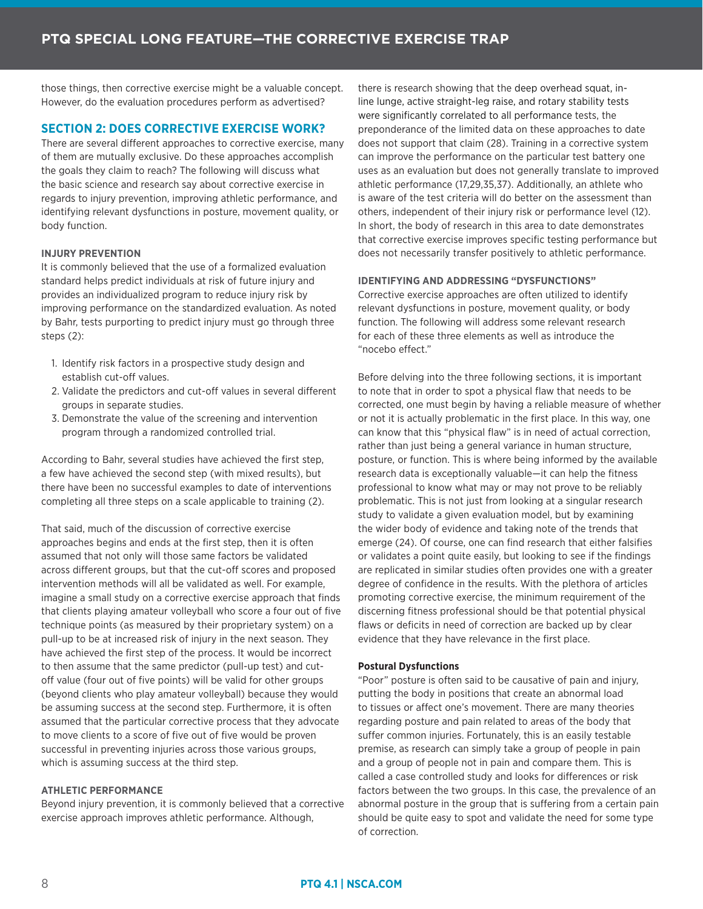those things, then corrective exercise might be a valuable concept. However, do the evaluation procedures perform as advertised?

## SECTION 2: DOES CORRECTIVE EXERCISE WORK?

There are several different approaches to corrective exercise, many of them are mutually exclusive. Do these approaches accomplish the goals they claim to reach? The following will discuss what the basic science and research say about corrective exercise in regards to injury prevention, improving athletic performance, and identifying relevant dysfunctions in posture, movement quality, or body function.

### INJURY PREVENTION

It is commonly believed that the use of a formalized evaluation standard helps predict individuals at risk of future injury and provides an individualized program to reduce injury risk by improving performance on the standardized evaluation. As noted by Bahr, tests purporting to predict injury must go through three steps (2):

1. Identify risk factors in a prospective study design and establish cut-off values.
2. Validate the predictors and cut-off values in several different groups in separate studies.
3. Demonstrate the value of the screening and intervention program through a randomized controlled trial.

According to Bahr, several studies have achieved the first step, a few have achieved the second step (with mixed results), but there have been no successful examples to date of interventions completing all three steps on a scale applicable to training (2).

That said, much of the discussion of corrective exercise approaches begins and ends at the first step, then it is often assumed that not only will those same factors be validated across different groups, but that the cut-off scores and proposed intervention methods will all be validated as well. For example, imagine a small study on a corrective exercise approach that finds that clients playing amateur volleyball who score a four out of five technique points (as measured by their proprietary system) on a pull-up to be at increased risk of injury in the next season. They have achieved the first step of the process. It would be incorrect to then assume that the same predictor (pull-up test) and cut-off value (four out of five points) will be valid for other groups (beyond clients who play amateur volleyball) because they would be assuming success at the second step. Furthermore, it is often assumed that the particular corrective process that they advocate to move clients to a score of five out of five would be proven successful in preventing injuries across those various groups, which is assuming success at the third step.

### ATHLETIC PERFORMANCE

Beyond injury prevention, it is commonly believed that a corrective exercise approach improves athletic performance. Although, there is research showing that the deep overhead squat, in-line lunge, active straight-leg raise, and rotary stability tests were significantly correlated to all performance tests, the preponderance of the limited data on these approaches to date does not support that claim (28). Training in a corrective system can improve the performance on the particular test battery one uses as an evaluation but does not generally translate to improved athletic performance (17,29,35,37). Additionally, an athlete who is aware of the test criteria will do better on the assessment than others, independent of their injury risk or performance level (12). In short, the body of research in this area to date demonstrates that corrective exercise improves specific testing performance but does not necessarily transfer positively to athletic performance.

### IDENTIFYING AND ADDRESSING "DYSFUNCTIONS"

Corrective exercise approaches are often utilized to identify relevant dysfunctions in posture, movement quality, or body function. The following will address some relevant research for each of these three elements as well as introduce the "nocebo effect."

Before delving into the three following sections, it is important to note that in order to spot a physical flaw that needs to be corrected, one must begin by having a reliable measure of whether or not it is actually problematic in the first place. In this way, one can know that this "physical flaw" is in need of actual correction, rather than just being a general variance in human structure, posture, or function. This is where being informed by the available research data is exceptionally valuable—it can help the fitness professional to know what may or may not prove to be reliably problematic. This is not just from looking at a singular research study to validate a given evaluation model, but by examining the wider body of evidence and taking note of the trends that emerge (24). Of course, one can find research that either falsifies or validates a point quite easily, but looking to see if the findings are replicated in similar studies often provides one with a greater degree of confidence in the results. With the plethora of articles promoting corrective exercise, the minimum requirement of the discerning fitness professional should be that potential physical flaws or deficits in need of correction are backed up by clear evidence that they have relevance in the first place.

#### Postural Dysfunctions

"Poor" posture is often said to be causative of pain and injury, putting the body in positions that create an abnormal load to tissues or affect one's movement. There are many theories regarding posture and pain related to areas of the body that suffer common injuries. Fortunately, this is an easily testable premise, as research can simply take a group of people in pain and a group of people not in pain and compare them. This is called a case controlled study and looks for differences or risk factors between the two groups. In this case, the prevalence of an abnormal posture in the group that is suffering from a certain pain should be quite easy to spot and validate the need for some type of correction.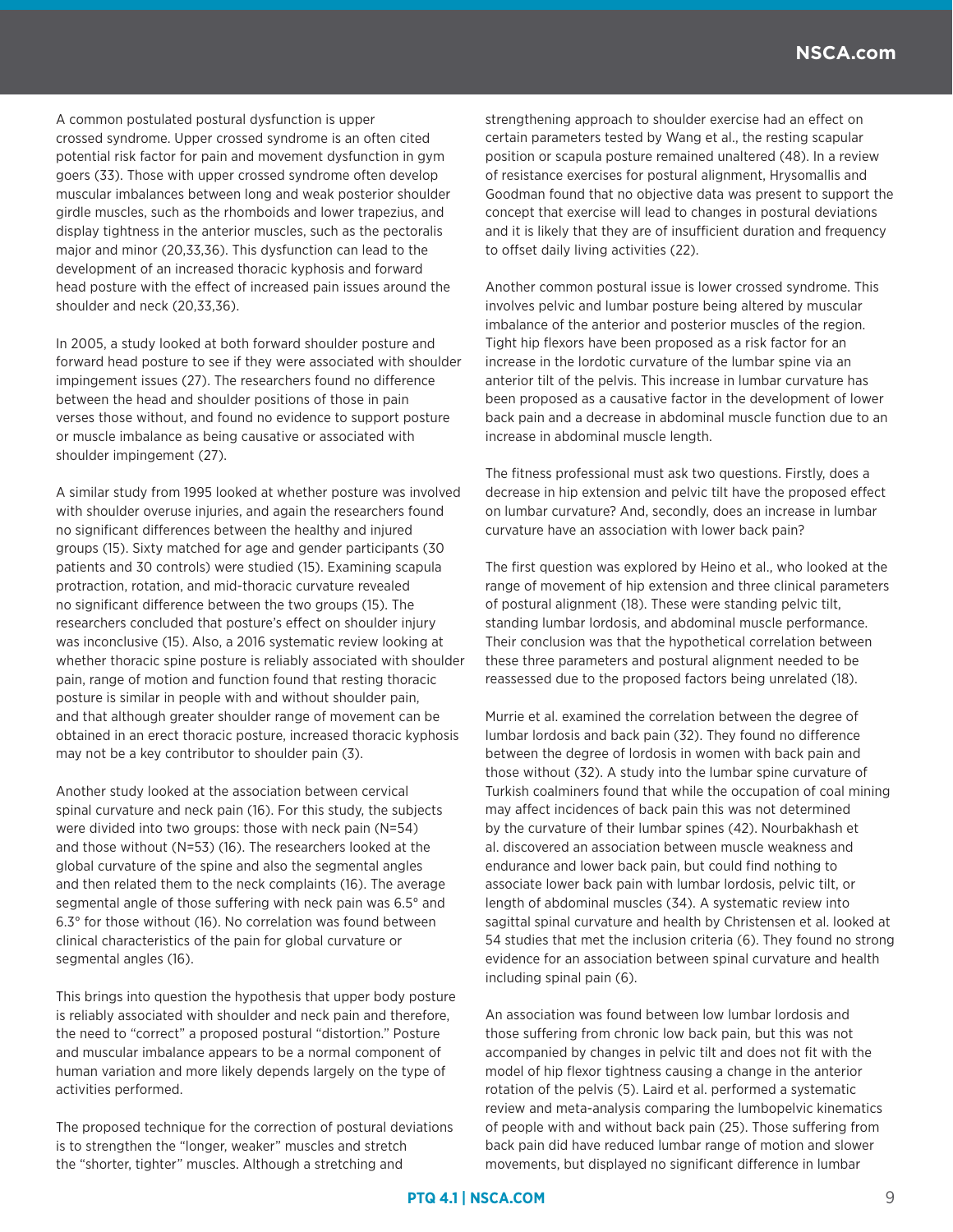A common postulated postural dysfunction is upper crossed syndrome. Upper crossed syndrome is an often cited potential risk factor for pain and movement dysfunction in gym goers (33). Those with upper crossed syndrome often develop muscular imbalances between long and weak posterior shoulder girdle muscles, such as the rhomboids and lower trapezius, and display tightness in the anterior muscles, such as the pectoralis major and minor (20,33,36). This dysfunction can lead to the development of an increased thoracic kyphosis and forward head posture with the effect of increased pain issues around the shoulder and neck (20,33,36).

In 2005, a study looked at both forward shoulder posture and forward head posture to see if they were associated with shoulder impingement issues (27). The researchers found no difference between the head and shoulder positions of those in pain verses those without, and found no evidence to support posture or muscle imbalance as being causative or associated with shoulder impingement (27).

A similar study from 1995 looked at whether posture was involved with shoulder overuse injuries, and again the researchers found no significant differences between the healthy and injured groups (15). Sixty matched for age and gender participants (30 patients and 30 controls) were studied (15). Examining scapula protraction, rotation, and mid-thoracic curvature revealed no significant difference between the two groups (15). The researchers concluded that posture's effect on shoulder injury was inconclusive (15). Also, a 2016 systematic review looking at whether thoracic spine posture is reliably associated with shoulder pain, range of motion and function found that resting thoracic posture is similar in people with and without shoulder pain, and that although greater shoulder range of movement can be obtained in an erect thoracic posture, increased thoracic kyphosis may not be a key contributor to shoulder pain (3).

Another study looked at the association between cervical spinal curvature and neck pain (16). For this study, the subjects were divided into two groups: those with neck pain (N=54) and those without (N=53) (16). The researchers looked at the global curvature of the spine and also the segmental angles and then related them to the neck complaints (16). The average segmental angle of those suffering with neck pain was 6.5° and 6.3° for those without (16). No correlation was found between clinical characteristics of the pain for global curvature or segmental angles (16).

This brings into question the hypothesis that upper body posture is reliably associated with shoulder and neck pain and therefore, the need to "correct" a proposed postural "distortion." Posture and muscular imbalance appears to be a normal component of human variation and more likely depends largely on the type of activities performed.

The proposed technique for the correction of postural deviations is to strengthen the "longer, weaker" muscles and stretch the "shorter, tighter" muscles. Although a stretching and strengthening approach to shoulder exercise had an effect on certain parameters tested by Wang et al., the resting scapular position or scapula posture remained unaltered (48). In a review of resistance exercises for postural alignment, Hrysomallis and Goodman found that no objective data was present to support the concept that exercise will lead to changes in postural deviations and it is likely that they are of insufficient duration and frequency to offset daily living activities (22).

Another common postural issue is lower crossed syndrome. This involves pelvic and lumbar posture being altered by muscular imbalance of the anterior and posterior muscles of the region. Tight hip flexors have been proposed as a risk factor for an increase in the lordotic curvature of the lumbar spine via an anterior tilt of the pelvis. This increase in lumbar curvature has been proposed as a causative factor in the development of lower back pain and a decrease in abdominal muscle function due to an increase in abdominal muscle length.

The fitness professional must ask two questions. Firstly, does a decrease in hip extension and pelvic tilt have the proposed effect on lumbar curvature? And, secondly, does an increase in lumbar curvature have an association with lower back pain?

The first question was explored by Heino et al., who looked at the range of movement of hip extension and three clinical parameters of postural alignment (18). These were standing pelvic tilt, standing lumbar lordosis, and abdominal muscle performance. Their conclusion was that the hypothetical correlation between these three parameters and postural alignment needed to be reassessed due to the proposed factors being unrelated (18).

Murrie et al. examined the correlation between the degree of lumbar lordosis and back pain (32). They found no difference between the degree of lordosis in women with back pain and those without (32). A study into the lumbar spine curvature of Turkish coalminers found that while the occupation of coal mining may affect incidences of back pain this was not determined by the curvature of their lumbar spines (42). Nourbakhash et al. discovered an association between muscle weakness and endurance and lower back pain, but could find nothing to associate lower back pain with lumbar lordosis, pelvic tilt, or length of abdominal muscles (34). A systematic review into sagittal spinal curvature and health by Christensen et al. looked at 54 studies that met the inclusion criteria (6). They found no strong evidence for an association between spinal curvature and health including spinal pain (6).

An association was found between low lumbar lordosis and those suffering from chronic low back pain, but this was not accompanied by changes in pelvic tilt and does not fit with the model of hip flexor tightness causing a change in the anterior rotation of the pelvis (5). Laird et al. performed a systematic review and meta-analysis comparing the lumbopelvic kinematics of people with and without back pain (25). Those suffering from back pain did have reduced lumbar range of motion and slower movements, but displayed no significant difference in lumbar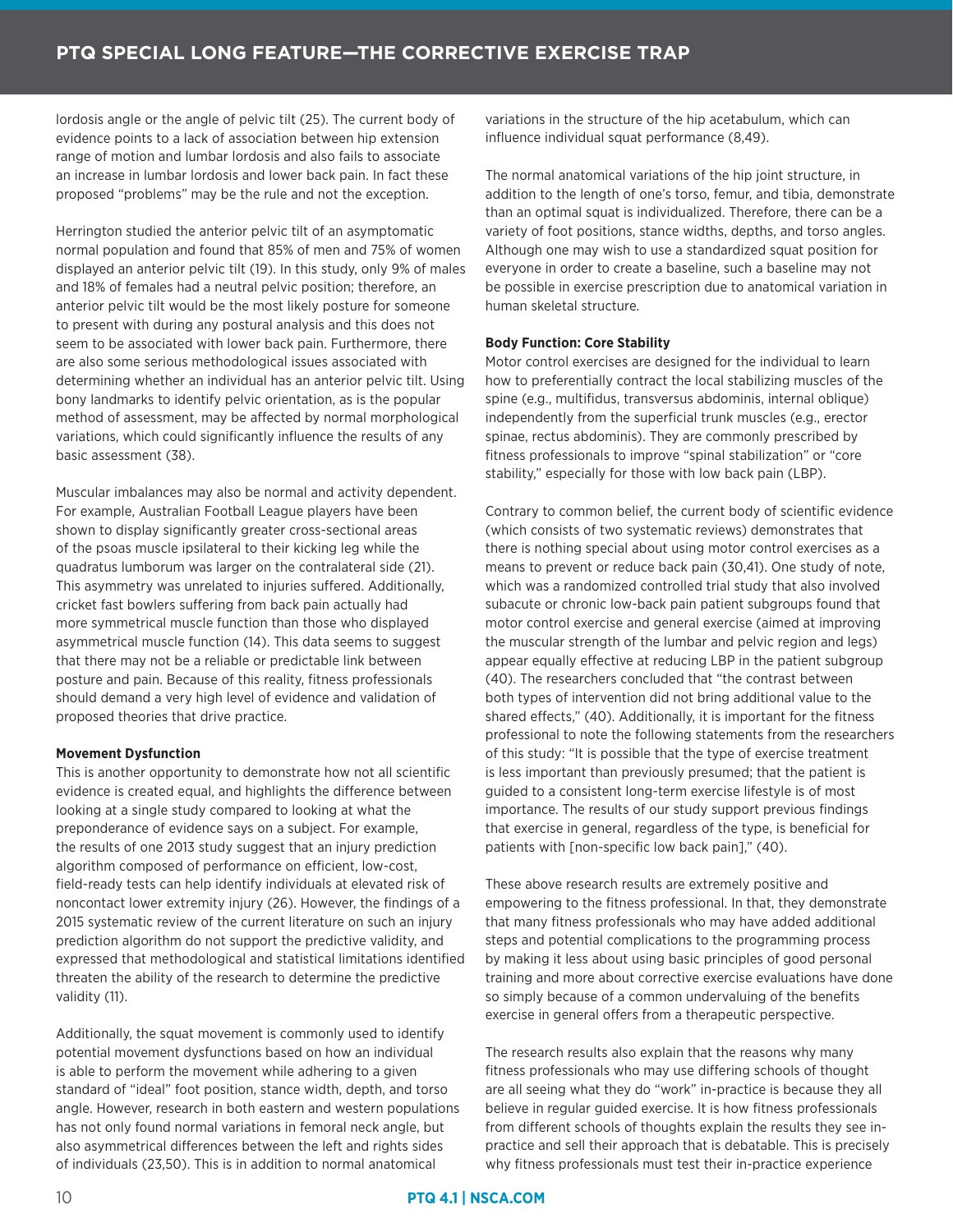lordosis angle or the angle of pelvic tilt (25). The current body of evidence points to a lack of association between hip extension range of motion and lumbar lordosis and also fails to associate an increase in lumbar lordosis and lower back pain. In fact these proposed "problems" may be the rule and not the exception.

Herrington studied the anterior pelvic tilt of an asymptomatic normal population and found that 85% of men and 75% of women displayed an anterior pelvic tilt (19). In this study, only 9% of males and 18% of females had a neutral pelvic position; therefore, an anterior pelvic tilt would be the most likely posture for someone to present with during any postural analysis and this does not seem to be associated with lower back pain. Furthermore, there are also some serious methodological issues associated with determining whether an individual has an anterior pelvic tilt. Using bony landmarks to identify pelvic orientation, as is the popular method of assessment, may be affected by normal morphological variations, which could significantly influence the results of any basic assessment (38).

Muscular imbalances may also be normal and activity dependent. For example, Australian Football League players have been shown to display significantly greater cross-sectional areas of the psoas muscle ipsilateral to their kicking leg while the quadratus lumborum was larger on the contralateral side (21). This asymmetry was unrelated to injuries suffered. Additionally, cricket fast bowlers suffering from back pain actually had more symmetrical muscle function than those who displayed asymmetrical muscle function (14). This data seems to suggest that there may not be a reliable or predictable link between posture and pain. Because of this reality, fitness professionals should demand a very high level of evidence and validation of proposed theories that drive practice.

**Movement Dysfunction**

This is another opportunity to demonstrate how not all scientific evidence is created equal, and highlights the difference between looking at a single study compared to looking at what the preponderance of evidence says on a subject. For example, the results of one 2013 study suggest that an injury prediction algorithm composed of performance on efficient, low-cost, field-ready tests can help identify individuals at elevated risk of noncontact lower extremity injury (26). However, the findings of a 2015 systematic review of the current literature on such an injury prediction algorithm do not support the predictive validity, and expressed that methodological and statistical limitations identified threaten the ability of the research to determine the predictive validity (11).

Additionally, the squat movement is commonly used to identify potential movement dysfunctions based on how an individual is able to perform the movement while adhering to a given standard of "ideal" foot position, stance width, depth, and torso angle. However, research in both eastern and western populations has not only found normal variations in femoral neck angle, but also asymmetrical differences between the left and rights sides of individuals (23,50). This is in addition to normal anatomical variations in the structure of the hip acetabulum, which can influence individual squat performance (8,49).

The normal anatomical variations of the hip joint structure, in addition to the length of one's torso, femur, and tibia, demonstrate than an optimal squat is individualized. Therefore, there can be a variety of foot positions, stance widths, depths, and torso angles. Although one may wish to use a standardized squat position for everyone in order to create a baseline, such a baseline may not be possible in exercise prescription due to anatomical variation in human skeletal structure.

**Body Function: Core Stability**

Motor control exercises are designed for the individual to learn how to preferentially contract the local stabilizing muscles of the spine (e.g., multifidus, transversus abdominis, internal oblique) independently from the superficial trunk muscles (e.g., erector spinae, rectus abdominis). They are commonly prescribed by fitness professionals to improve "spinal stabilization" or "core stability," especially for those with low back pain (LBP).

Contrary to common belief, the current body of scientific evidence (which consists of two systematic reviews) demonstrates that there is nothing special about using motor control exercises as a means to prevent or reduce back pain (30,41). One study of note, which was a randomized controlled trial study that also involved subacute or chronic low-back pain patient subgroups found that motor control exercise and general exercise (aimed at improving the muscular strength of the lumbar and pelvic region and legs) appear equally effective at reducing LBP in the patient subgroup (40). The researchers concluded that "the contrast between both types of intervention did not bring additional value to the shared effects," (40). Additionally, it is important for the fitness professional to note the following statements from the researchers of this study: "It is possible that the type of exercise treatment is less important than previously presumed; that the patient is guided to a consistent long-term exercise lifestyle is of most importance. The results of our study support previous findings that exercise in general, regardless of the type, is beneficial for patients with [non-specific low back pain]," (40).

These above research results are extremely positive and empowering to the fitness professional. In that, they demonstrate that many fitness professionals who may have added additional steps and potential complications to the programming process by making it less about using basic principles of good personal training and more about corrective exercise evaluations have done so simply because of a common undervaluing of the benefits exercise in general offers from a therapeutic perspective.

The research results also explain that the reasons why many fitness professionals who may use differing schools of thought are all seeing what they do "work" in-practice is because they all believe in regular guided exercise. It is how fitness professionals from different schools of thoughts explain the results they see in-practice and sell their approach that is debatable. This is precisely why fitness professionals must test their in-practice experience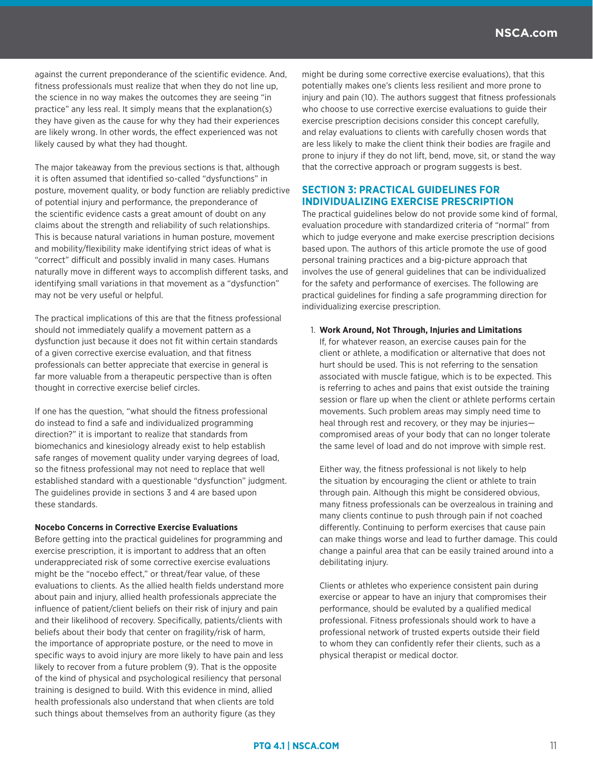against the current preponderance of the scientific evidence. And, fitness professionals must realize that when they do not line up, the science in no way makes the outcomes they are seeing "in practice" any less real. It simply means that the explanation(s) they have given as the cause for why they had their experiences are likely wrong. In other words, the effect experienced was not likely caused by what they had thought.

The major takeaway from the previous sections is that, although it is often assumed that identified so-called "dysfunctions" in posture, movement quality, or body function are reliably predictive of potential injury and performance, the preponderance of the scientific evidence casts a great amount of doubt on any claims about the strength and reliability of such relationships. This is because natural variations in human posture, movement and mobility/flexibility make identifying strict ideas of what is "correct" difficult and possibly invalid in many cases. Humans naturally move in different ways to accomplish different tasks, and identifying small variations in that movement as a "dysfunction" may not be very useful or helpful.

The practical implications of this are that the fitness professional should not immediately qualify a movement pattern as a dysfunction just because it does not fit within certain standards of a given corrective exercise evaluation, and that fitness professionals can better appreciate that exercise in general is far more valuable from a therapeutic perspective than is often thought in corrective exercise belief circles.

If one has the question, "what should the fitness professional do instead to find a safe and individualized programming direction?" it is important to realize that standards from biomechanics and kinesiology already exist to help establish safe ranges of movement quality under varying degrees of load, so the fitness professional may not need to replace that well established standard with a questionable "dysfunction" judgment. The guidelines provide in sections 3 and 4 are based upon these standards.

#### Nocebo Concerns in Corrective Exercise Evaluations

Before getting into the practical guidelines for programming and exercise prescription, it is important to address that an often underappreciated risk of some corrective exercise evaluations might be the "nocebo effect," or threat/fear value, of these evaluations to clients. As the allied health fields understand more about pain and injury, allied health professionals appreciate the influence of patient/client beliefs on their risk of injury and pain and their likelihood of recovery. Specifically, patients/clients with beliefs about their body that center on fragility/risk of harm, the importance of appropriate posture, or the need to move in specific ways to avoid injury are more likely to have pain and less likely to recover from a future problem (9). That is the opposite of the kind of physical and psychological resiliency that personal training is designed to build. With this evidence in mind, allied health professionals also understand that when clients are told such things about themselves from an authority figure (as they might be during some corrective exercise evaluations), that this potentially makes one's clients less resilient and more prone to injury and pain (10). The authors suggest that fitness professionals who choose to use corrective exercise evaluations to guide their exercise prescription decisions consider this concept carefully, and relay evaluations to clients with carefully chosen words that are less likely to make the client think their bodies are fragile and prone to injury if they do not lift, bend, move, sit, or stand the way that the corrective approach or program suggests is best.

## SECTION 3: PRACTICAL GUIDELINES FOR INDIVIDUALIZING EXERCISE PRESCRIPTION

The practical guidelines below do not provide some kind of formal, evaluation procedure with standardized criteria of "normal" from which to judge everyone and make exercise prescription decisions based upon. The authors of this article promote the use of good personal training practices and a big-picture approach that involves the use of general guidelines that can be individualized for the safety and performance of exercises. The following are practical guidelines for finding a safe programming direction for individualizing exercise prescription.

1. **Work Around, Not Through, Injuries and Limitations**
   If, for whatever reason, an exercise causes pain for the client or athlete, a modification or alternative that does not hurt should be used. This is not referring to the sensation associated with muscle fatigue, which is to be expected. This is referring to aches and pains that exist outside the training session or flare up when the client or athlete performs certain movements. Such problem areas may simply need time to heal through rest and recovery, or they may be injuries—compromised areas of your body that can no longer tolerate the same level of load and do not improve with simple rest.

   Either way, the fitness professional is not likely to help the situation by encouraging the client or athlete to train through pain. Although this might be considered obvious, many fitness professionals can be overzealous in training and many clients continue to push through pain if not coached differently. Continuing to perform exercises that cause pain can make things worse and lead to further damage. This could change a painful area that can be easily trained around into a debilitating injury.

   Clients or athletes who experience consistent pain during exercise or appear to have an injury that compromises their performance, should be evaluted by a qualified medical professional. Fitness professionals should work to have a professional network of trusted experts outside their field to whom they can confidently refer their clients, such as a physical therapist or medical doctor.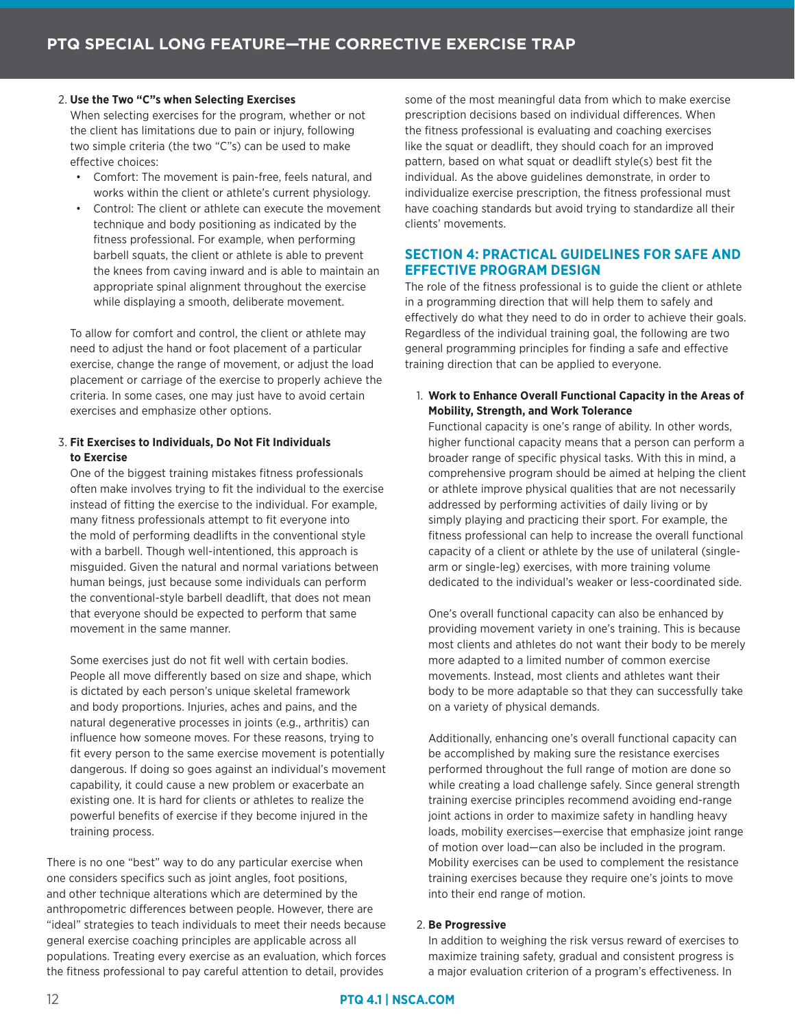2. **Use the Two "C"s when Selecting Exercises**
   When selecting exercises for the program, whether or not the client has limitations due to pain or injury, following two simple criteria (the two "C"s) can be used to make effective choices:
   - Comfort: The movement is pain-free, feels natural, and works within the client or athlete's current physiology.
   - Control: The client or athlete can execute the movement technique and body positioning as indicated by the fitness professional. For example, when performing barbell squats, the client or athlete is able to prevent the knees from caving inward and is able to maintain an appropriate spinal alignment throughout the exercise while displaying a smooth, deliberate movement.

   To allow for comfort and control, the client or athlete may need to adjust the hand or foot placement of a particular exercise, change the range of movement, or adjust the load placement or carriage of the exercise to properly achieve the criteria. In some cases, one may just have to avoid certain exercises and emphasize other options.

3. **Fit Exercises to Individuals, Do Not Fit Individuals to Exercise**
   One of the biggest training mistakes fitness professionals often make involves trying to fit the individual to the exercise instead of fitting the exercise to the individual. For example, many fitness professionals attempt to fit everyone into the mold of performing deadlifts in the conventional style with a barbell. Though well-intentioned, this approach is misguided. Given the natural and normal variations between human beings, just because some individuals can perform the conventional-style barbell deadlift, that does not mean that everyone should be expected to perform that same movement in the same manner.

   Some exercises just do not fit well with certain bodies. People all move differently based on size and shape, which is dictated by each person's unique skeletal framework and body proportions. Injuries, aches and pains, and the natural degenerative processes in joints (e.g., arthritis) can influence how someone moves. For these reasons, trying to fit every person to the same exercise movement is potentially dangerous. If doing so goes against an individual's movement capability, it could cause a new problem or exacerbate an existing one. It is hard for clients or athletes to realize the powerful benefits of exercise if they become injured in the training process.

There is no one "best" way to do any particular exercise when one considers specifics such as joint angles, foot positions, and other technique alterations which are determined by the anthropometric differences between people. However, there are "ideal" strategies to teach individuals to meet their needs because general exercise coaching principles are applicable across all populations. Treating every exercise as an evaluation, which forces the fitness professional to pay careful attention to detail, provides some of the most meaningful data from which to make exercise prescription decisions based on individual differences. When the fitness professional is evaluating and coaching exercises like the squat or deadlift, they should coach for an improved pattern, based on what squat or deadlift style(s) best fit the individual. As the above guidelines demonstrate, in order to individualize exercise prescription, the fitness professional must have coaching standards but avoid trying to standardize all their clients' movements.

## SECTION 4: PRACTICAL GUIDELINES FOR SAFE AND EFFECTIVE PROGRAM DESIGN

The role of the fitness professional is to guide the client or athlete in a programming direction that will help them to safely and effectively do what they need to do in order to achieve their goals. Regardless of the individual training goal, the following are two general programming principles for finding a safe and effective training direction that can be applied to everyone.

1. **Work to Enhance Overall Functional Capacity in the Areas of Mobility, Strength, and Work Tolerance**
   Functional capacity is one's range of ability. In other words, higher functional capacity means that a person can perform a broader range of specific physical tasks. With this in mind, a comprehensive program should be aimed at helping the client or athlete improve physical qualities that are not necessarily addressed by performing activities of daily living or by simply playing and practicing their sport. For example, the fitness professional can help to increase the overall functional capacity of a client or athlete by the use of unilateral (single-arm or single-leg) exercises, with more training volume dedicated to the individual's weaker or less-coordinated side.

   One's overall functional capacity can also be enhanced by providing movement variety in one's training. This is because most clients and athletes do not want their body to be merely more adapted to a limited number of common exercise movements. Instead, most clients and athletes want their body to be more adaptable so that they can successfully take on a variety of physical demands.

   Additionally, enhancing one's overall functional capacity can be accomplished by making sure the resistance exercises performed throughout the full range of motion are done so while creating a load challenge safely. Since general strength training exercise principles recommend avoiding end-range joint actions in order to maximize safety in handling heavy loads, mobility exercises—exercise that emphasize joint range of motion over load—can also be included in the program. Mobility exercises can be used to complement the resistance training exercises because they require one's joints to move into their end range of motion.

2. **Be Progressive**
   In addition to weighing the risk versus reward of exercises to maximize training safety, gradual and consistent progress is a major evaluation criterion of a program's effectiveness. In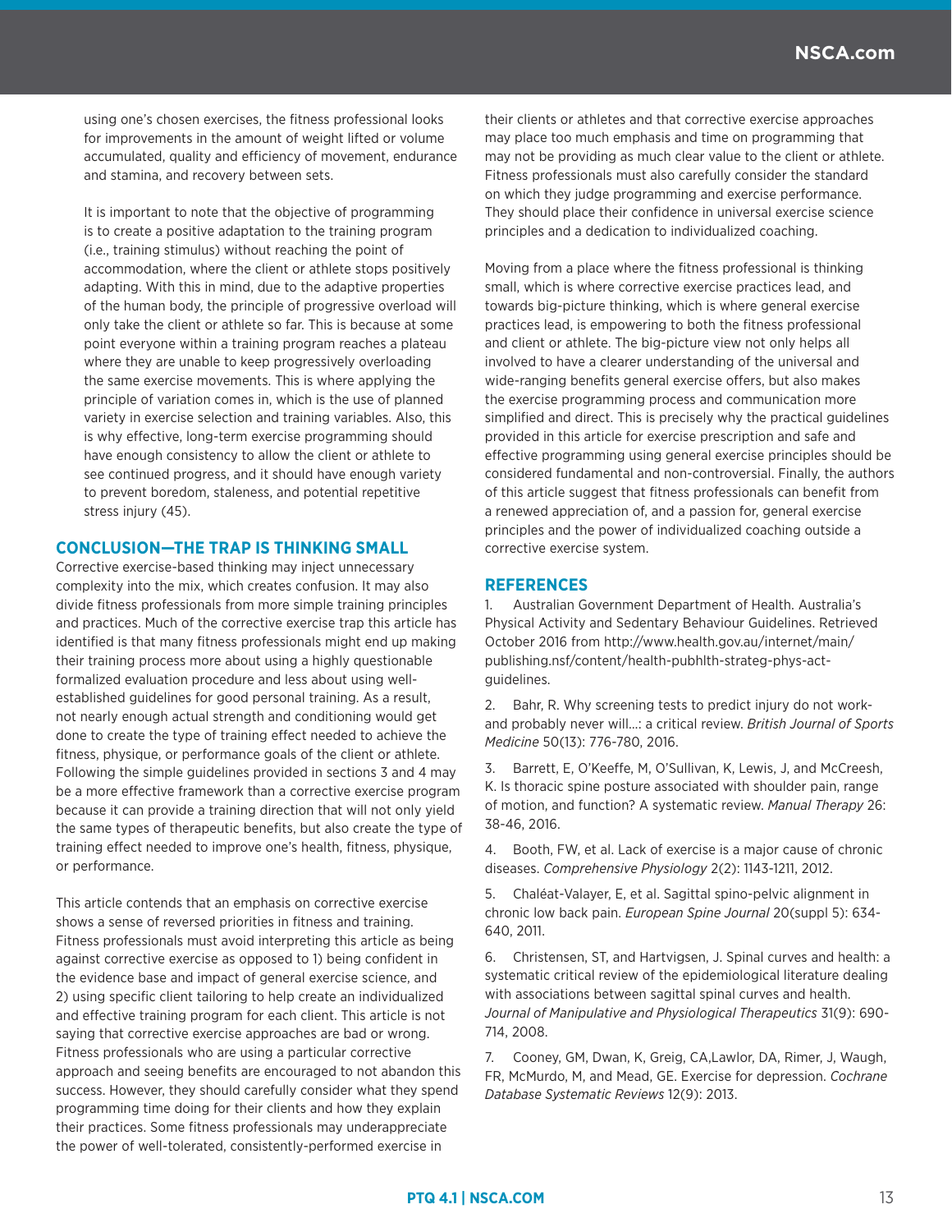using one's chosen exercises, the fitness professional looks for improvements in the amount of weight lifted or volume accumulated, quality and efficiency of movement, endurance and stamina, and recovery between sets.

It is important to note that the objective of programming is to create a positive adaptation to the training program (i.e., training stimulus) without reaching the point of accommodation, where the client or athlete stops positively adapting. With this in mind, due to the adaptive properties of the human body, the principle of progressive overload will only take the client or athlete so far. This is because at some point everyone within a training program reaches a plateau where they are unable to keep progressively overloading the same exercise movements. This is where applying the principle of variation comes in, which is the use of planned variety in exercise selection and training variables. Also, this is why effective, long-term exercise programming should have enough consistency to allow the client or athlete to see continued progress, and it should have enough variety to prevent boredom, staleness, and potential repetitive stress injury (45).

## CONCLUSION—THE TRAP IS THINKING SMALL

Corrective exercise-based thinking may inject unnecessary complexity into the mix, which creates confusion. It may also divide fitness professionals from more simple training principles and practices. Much of the corrective exercise trap this article has identified is that many fitness professionals might end up making their training process more about using a highly questionable formalized evaluation procedure and less about using well-established guidelines for good personal training. As a result, not nearly enough actual strength and conditioning would get done to create the type of training effect needed to achieve the fitness, physique, or performance goals of the client or athlete. Following the simple guidelines provided in sections 3 and 4 may be a more effective framework than a corrective exercise program because it can provide a training direction that will not only yield the same types of therapeutic benefits, but also create the type of training effect needed to improve one's health, fitness, physique, or performance.

This article contends that an emphasis on corrective exercise shows a sense of reversed priorities in fitness and training. Fitness professionals must avoid interpreting this article as being against corrective exercise as opposed to 1) being confident in the evidence base and impact of general exercise science, and 2) using specific client tailoring to help create an individualized and effective training program for each client. This article is not saying that corrective exercise approaches are bad or wrong. Fitness professionals who are using a particular corrective approach and seeing benefits are encouraged to not abandon this success. However, they should carefully consider what they spend programming time doing for their clients and how they explain their practices. Some fitness professionals may underappreciate the power of well-tolerated, consistently-performed exercise in their clients or athletes and that corrective exercise approaches may place too much emphasis and time on programming that may not be providing as much clear value to the client or athlete. Fitness professionals must also carefully consider the standard on which they judge programming and exercise performance. They should place their confidence in universal exercise science principles and a dedication to individualized coaching.

Moving from a place where the fitness professional is thinking small, which is where corrective exercise practices lead, and towards big-picture thinking, which is where general exercise practices lead, is empowering to both the fitness professional and client or athlete. The big-picture view not only helps all involved to have a clearer understanding of the universal and wide-ranging benefits general exercise offers, but also makes the exercise programming process and communication more simplified and direct. This is precisely why the practical guidelines provided in this article for exercise prescription and safe and effective programming using general exercise principles should be considered fundamental and non-controversial. Finally, the authors of this article suggest that fitness professionals can benefit from a renewed appreciation of, and a passion for, general exercise principles and the power of individualized coaching outside a corrective exercise system.

## REFERENCES

1. Australian Government Department of Health. Australia's Physical Activity and Sedentary Behaviour Guidelines. Retrieved October 2016 from http://www.health.gov.au/internet/main/publishing.nsf/content/health-pubhlth-strateg-phys-act-guidelines.

2. Bahr, R. Why screening tests to predict injury do not work-and probably never will…: a critical review. *British Journal of Sports Medicine* 50(13): 776-780, 2016.

3. Barrett, E, O'Keeffe, M, O'Sullivan, K, Lewis, J, and McCreesh, K. Is thoracic spine posture associated with shoulder pain, range of motion, and function? A systematic review. *Manual Therapy* 26: 38-46, 2016.

4. Booth, FW, et al. Lack of exercise is a major cause of chronic diseases. *Comprehensive Physiology* 2(2): 1143-1211, 2012.

5. Chaléat-Valayer, E, et al. Sagittal spino-pelvic alignment in chronic low back pain. *European Spine Journal* 20(suppl 5): 634-640, 2011.

6. Christensen, ST, and Hartvigsen, J. Spinal curves and health: a systematic critical review of the epidemiological literature dealing with associations between sagittal spinal curves and health. *Journal of Manipulative and Physiological Therapeutics* 31(9): 690-714, 2008.

7. Cooney, GM, Dwan, K, Greig, CA,Lawlor, DA, Rimer, J, Waugh, FR, McMurdo, M, and Mead, GE. Exercise for depression. *Cochrane Database Systematic Reviews* 12(9): 2013.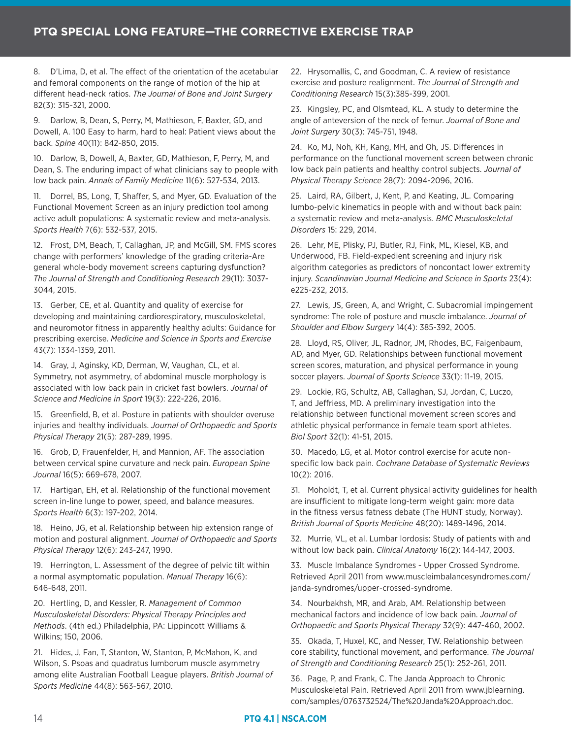8. D'Lima, D, et al. The effect of the orientation of the acetabular and femoral components on the range of motion of the hip at different head-neck ratios. *The Journal of Bone and Joint Surgery* 82(3): 315-321, 2000.

9. Darlow, B, Dean, S, Perry, M, Mathieson, F, Baxter, GD, and Dowell, A. 100 Easy to harm, hard to heal: Patient views about the back. *Spine* 40(11): 842-850, 2015.

10. Darlow, B, Dowell, A, Baxter, GD, Mathieson, F, Perry, M, and Dean, S. The enduring impact of what clinicians say to people with low back pain. *Annals of Family Medicine* 11(6): 527-534, 2013.

11. Dorrel, BS, Long, T, Shaffer, S, and Myer, GD. Evaluation of the Functional Movement Screen as an injury prediction tool among active adult populations: A systematic review and meta-analysis. *Sports Health* 7(6): 532-537, 2015.

12. Frost, DM, Beach, T, Callaghan, JP, and McGill, SM. FMS scores change with performers' knowledge of the grading criteria-Are general whole-body movement screens capturing dysfunction? *The Journal of Strength and Conditioning Research* 29(11): 3037-3044, 2015.

13. Gerber, CE, et al. Quantity and quality of exercise for developing and maintaining cardiorespiratory, musculoskeletal, and neuromotor fitness in apparently healthy adults: Guidance for prescribing exercise. *Medicine and Science in Sports and Exercise* 43(7): 1334-1359, 2011.

14. Gray, J, Aginsky, KD, Derman, W, Vaughan, CL, et al. Symmetry, not asymmetry, of abdominal muscle morphology is associated with low back pain in cricket fast bowlers. *Journal of Science and Medicine in Sport* 19(3): 222-226, 2016.

15. Greenfield, B, et al. Posture in patients with shoulder overuse injuries and healthy individuals. *Journal of Orthopaedic and Sports Physical Therapy* 21(5): 287-289, 1995.

16. Grob, D, Frauenfelder, H, and Mannion, AF. The association between cervical spine curvature and neck pain. *European Spine Journal* 16(5): 669-678, 2007.

17. Hartigan, EH, et al. Relationship of the functional movement screen in-line lunge to power, speed, and balance measures. *Sports Health* 6(3): 197-202, 2014.

18. Heino, JG, et al. Relationship between hip extension range of motion and postural alignment. *Journal of Orthopaedic and Sports Physical Therapy* 12(6): 243-247, 1990.

19. Herrington, L. Assessment of the degree of pelvic tilt within a normal asymptomatic population. *Manual Therapy* 16(6): 646-648, 2011.

20. Hertling, D, and Kessler, R. *Management of Common Musculoskeletal Disorders: Physical Therapy Principles and Methods*. (4th ed.) Philadelphia, PA: Lippincott Williams & Wilkins; 150, 2006.

21. Hides, J, Fan, T, Stanton, W, Stanton, P, McMahon, K, and Wilson, S. Psoas and quadratus lumborum muscle asymmetry among elite Australian Football League players. *British Journal of Sports Medicine* 44(8): 563-567, 2010.

22. Hrysomallis, C, and Goodman, C. A review of resistance exercise and posture realignment. *The Journal of Strength and Conditioning Research* 15(3):385-399, 2001.

23. Kingsley, PC, and Olsmtead, KL. A study to determine the angle of anteversion of the neck of femur. *Journal of Bone and Joint Surgery* 30(3): 745-751, 1948.

24. Ko, MJ, Noh, KH, Kang, MH, and Oh, JS. Differences in performance on the functional movement screen between chronic low back pain patients and healthy control subjects. *Journal of Physical Therapy Science* 28(7): 2094-2096, 2016.

25. Laird, RA, Gilbert, J, Kent, P, and Keating, JL. Comparing lumbo-pelvic kinematics in people with and without back pain: a systematic review and meta-analysis. *BMC Musculoskeletal Disorders* 15: 229, 2014.

26. Lehr, ME, Plisky, PJ, Butler, RJ, Fink, ML, Kiesel, KB, and Underwood, FB. Field-expedient screening and injury risk algorithm categories as predictors of noncontact lower extremity injury. *Scandinavian Journal Medicine and Science in Sports* 23(4): e225-232, 2013.

27. Lewis, JS, Green, A, and Wright, C. Subacromial impingement syndrome: The role of posture and muscle imbalance. *Journal of Shoulder and Elbow Surgery* 14(4): 385-392, 2005.

28. Lloyd, RS, Oliver, JL, Radnor, JM, Rhodes, BC, Faigenbaum, AD, and Myer, GD. Relationships between functional movement screen scores, maturation, and physical performance in young soccer players. *Journal of Sports Science* 33(1): 11-19, 2015.

29. Lockie, RG, Schultz, AB, Callaghan, SJ, Jordan, C, Luczo, T, and Jeffriess, MD. A preliminary investigation into the relationship between functional movement screen scores and athletic physical performance in female team sport athletes. *Biol Sport* 32(1): 41-51, 2015.

30. Macedo, LG, et al. Motor control exercise for acute non-specific low back pain. *Cochrane Database of Systematic Reviews* 10(2): 2016.

31. Moholdt, T, et al. Current physical activity guidelines for health are insufficient to mitigate long-term weight gain: more data in the fitness versus fatness debate (The HUNT study, Norway). *British Journal of Sports Medicine* 48(20): 1489-1496, 2014.

32. Murrie, VL, et al. Lumbar lordosis: Study of patients with and without low back pain. *Clinical Anatomy* 16(2): 144-147, 2003.

33. Muscle Imbalance Syndromes - Upper Crossed Syndrome. Retrieved April 2011 from www.muscleimbalancesyndromes.com/janda-syndromes/upper-crossed-syndrome.

34. Nourbakhsh, MR, and Arab, AM. Relationship between mechanical factors and incidence of low back pain. *Journal of Orthopaedic and Sports Physical Therapy* 32(9): 447-460, 2002.

35. Okada, T, Huxel, KC, and Nesser, TW. Relationship between core stability, functional movement, and performance. *The Journal of Strength and Conditioning Research* 25(1): 252-261, 2011.

36. Page, P, and Frank, C. The Janda Approach to Chronic Musculoskeletal Pain. Retrieved April 2011 from www.jblearning.com/samples/0763732524/The%20Janda%20Approach.doc.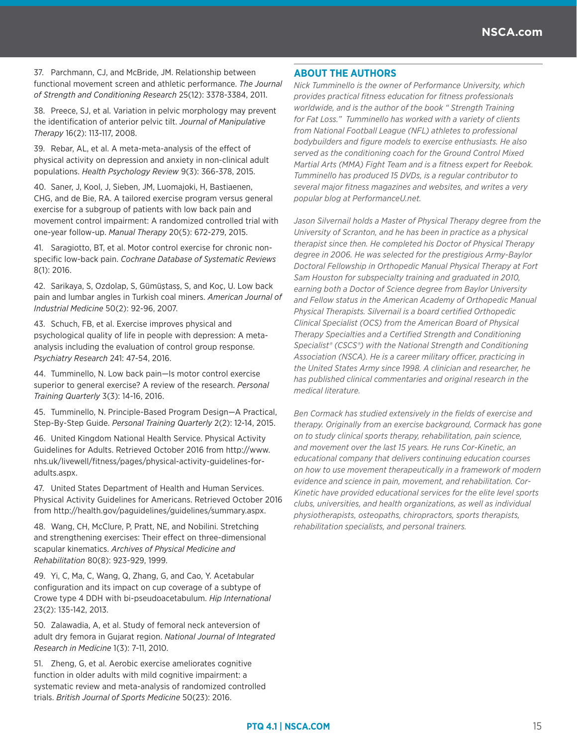37. Parchmann, CJ, and McBride, JM. Relationship between functional movement screen and athletic performance. *The Journal of Strength and Conditioning Research* 25(12): 3378-3384, 2011.

38. Preece, SJ, et al. Variation in pelvic morphology may prevent the identification of anterior pelvic tilt. *Journal of Manipulative Therapy* 16(2): 113-117, 2008.

39. Rebar, AL, et al. A meta-meta-analysis of the effect of physical activity on depression and anxiety in non-clinical adult populations. *Health Psychology Review* 9(3): 366-378, 2015.

40. Saner, J, Kool, J, Sieben, JM, Luomajoki, H, Bastiaenen, CHG, and de Bie, RA. A tailored exercise program versus general exercise for a subgroup of patients with low back pain and movement control impairment: A randomized controlled trial with one-year follow-up. *Manual Therapy* 20(5): 672-279, 2015.

41. Saragiotto, BT, et al. Motor control exercise for chronic non-specific low-back pain. *Cochrane Database of Systematic Reviews* 8(1): 2016.

42. Sarikaya, S, Ozdolap, S, Gümüştaşş, S, and Koç, U. Low back pain and lumbar angles in Turkish coal miners. *American Journal of Industrial Medicine* 50(2): 92-96, 2007.

43. Schuch, FB, et al. Exercise improves physical and psychological quality of life in people with depression: A meta-analysis including the evaluation of control group response. *Psychiatry Research* 241: 47-54, 2016.

44. Tumminello, N. Low back pain—Is motor control exercise superior to general exercise? A review of the research. *Personal Training Quarterly* 3(3): 14-16, 2016.

45. Tumminello, N. Principle-Based Program Design—A Practical, Step-By-Step Guide. *Personal Training Quarterly* 2(2): 12-14, 2015.

46. United Kingdom National Health Service. Physical Activity Guidelines for Adults. Retrieved October 2016 from http://www.nhs.uk/livewell/fitness/pages/physical-activity-guidelines-for-adults.aspx.

47. United States Department of Health and Human Services. Physical Activity Guidelines for Americans. Retrieved October 2016 from http://health.gov/paguidelines/guidelines/summary.aspx.

48. Wang, CH, McClure, P, Pratt, NE, and Nobilini. Stretching and strengthening exercises: Their effect on three-dimensional scapular kinematics. *Archives of Physical Medicine and Rehabilitation* 80(8): 923-929, 1999.

49. Yi, C, Ma, C, Wang, Q, Zhang, G, and Cao, Y. Acetabular configuration and its impact on cup coverage of a subtype of Crowe type 4 DDH with bi-pseudoacetabulum. *Hip International* 23(2): 135-142, 2013.

50. Zalawadia, A, et al. Study of femoral neck anteversion of adult dry femora in Gujarat region. *National Journal of Integrated Research in Medicine* 1(3): 7-11, 2010.

51. Zheng, G, et al. Aerobic exercise ameliorates cognitive function in older adults with mild cognitive impairment: a systematic review and meta-analysis of randomized controlled trials. *British Journal of Sports Medicine* 50(23): 2016.

## ABOUT THE AUTHORS

*Nick Tumminello is the owner of Performance University, which provides practical fitness education for fitness professionals worldwide, and is the author of the book " Strength Training for Fat Loss." Tumminello has worked with a variety of clients from National Football League (NFL) athletes to professional bodybuilders and figure models to exercise enthusiasts. He also served as the conditioning coach for the Ground Control Mixed Martial Arts (MMA) Fight Team and is a fitness expert for Reebok. Tumminello has produced 15 DVDs, is a regular contributor to several major fitness magazines and websites, and writes a very popular blog at PerformanceU.net.*

*Jason Silvernail holds a Master of Physical Therapy degree from the University of Scranton, and he has been in practice as a physical therapist since then. He completed his Doctor of Physical Therapy degree in 2006. He was selected for the prestigious Army-Baylor Doctoral Fellowship in Orthopedic Manual Physical Therapy at Fort Sam Houston for subspecialty training and graduated in 2010, earning both a Doctor of Science degree from Baylor University and Fellow status in the American Academy of Orthopedic Manual Physical Therapists. Silvernail is a board certified Orthopedic Clinical Specialist (OCS) from the American Board of Physical Therapy Specialties and a Certified Strength and Conditioning Specialist® (CSCS®) with the National Strength and Conditioning Association (NSCA). He is a career military officer, practicing in the United States Army since 1998. A clinician and researcher, he has published clinical commentaries and original research in the medical literature.*

*Ben Cormack has studied extensively in the fields of exercise and therapy. Originally from an exercise background, Cormack has gone on to study clinical sports therapy, rehabilitation, pain science, and movement over the last 15 years. He runs Cor-Kinetic, an educational company that delivers continuing education courses on how to use movement therapeutically in a framework of modern evidence and science in pain, movement, and rehabilitation. Cor-Kinetic have provided educational services for the elite level sports clubs, universities, and health organizations, as well as individual physiotherapists, osteopaths, chiropractors, sports therapists, rehabilitation specialists, and personal trainers.*